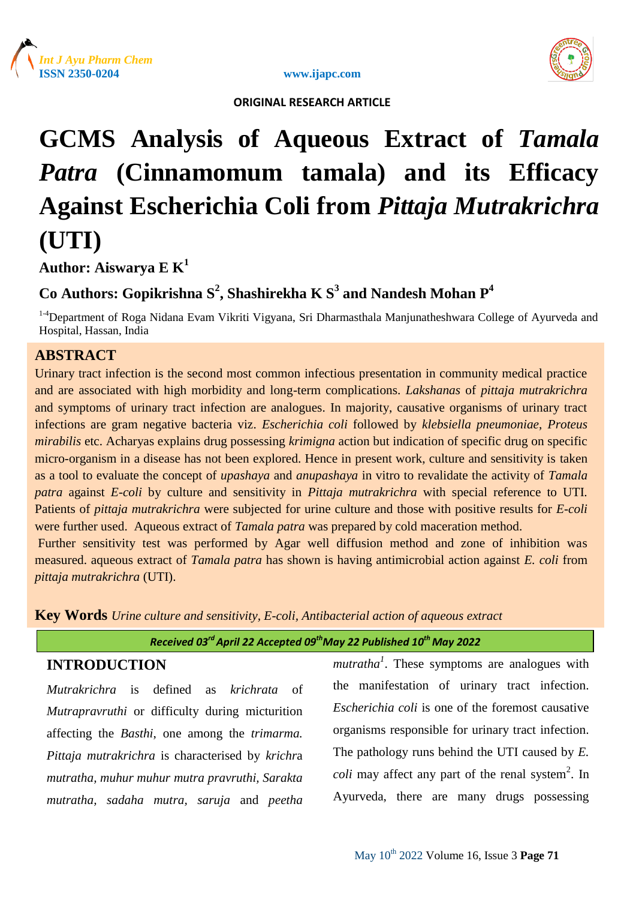ORIGINAL RESEARCH ARTICLE

# GCMS Analysis of Aqueous Extract of *Tamala Patra* (Cinnamomum tamala) and its Efficacy Against Escherichia Coli from *Pittaja Mutrakrichra* (UTI)

**Author: Aiswarya E K[1]**

**Co Authors: Gopikrishna S[2], Shashirekha K S[3] and Nandesh Mohan P[4]**

[1-4]Department of Roga Nidana Evam Vikriti Vigyana, Sri Dharmasthala Manjunatheshwara College of Ayurveda and Hospital, Hassan, India

## ABSTRACT

Urinary tract infection is the second most common infectious presentation in community medical practice and are associated with high morbidity and long-term complications. *Lakshanas* of *pittaja mutrakrichra* and symptoms of urinary tract infection are analogues. In majority, causative organisms of urinary tract infections are gram negative bacteria viz. *Escherichia coli* followed by *klebsiella pneumoniae*, *Proteus mirabilis* etc. Acharyas explains drug possessing *krimigna* action but indication of specific drug on specific micro-organism in a disease has not been explored. Hence in present work, culture and sensitivity is taken as a tool to evaluate the concept of *upashaya* and *anupashaya* in vitro to revalidate the activity of *Tamala patra* against *E-coli* by culture and sensitivity in *Pittaja mutrakrichra* with special reference to UTI. Patients of *pittaja mutrakrichra* were subjected for urine culture and those with positive results for *E-coli* were further used. Aqueous extract of *Tamala patra* was prepared by cold maceration method.

Further sensitivity test was performed by Agar well diffusion method and zone of inhibition was measured. aqueous extract of *Tamala patra* has shown is having antimicrobial action against *E. coli* from *pittaja mutrakrichra* (UTI).

**Key Words** *Urine culture and sensitivity, E-coli, Antibacterial action of aqueous extract*

*Received 03rd April 22 Accepted 09th May 22 Published 10th May 2022*

## INTRODUCTION

*Mutrakrichra* is defined as *krichrata* of *Mutrapravruthi* or difficulty during micturition affecting the *Basthi*, one among the *trimarma. Pittaja mutrakrichra* is characterised by *krichra mutratha, muhur muhur mutra pravruthi, Sarakta mutratha, sadaha mutra, saruja* and *peetha mutratha*[1]. These symptoms are analogues with the manifestation of urinary tract infection. *Escherichia coli* is one of the foremost causative organisms responsible for urinary tract infection. The pathology runs behind the UTI caused by *E. coli* may affect any part of the renal system[2]. In Ayurveda, there are many drugs possessing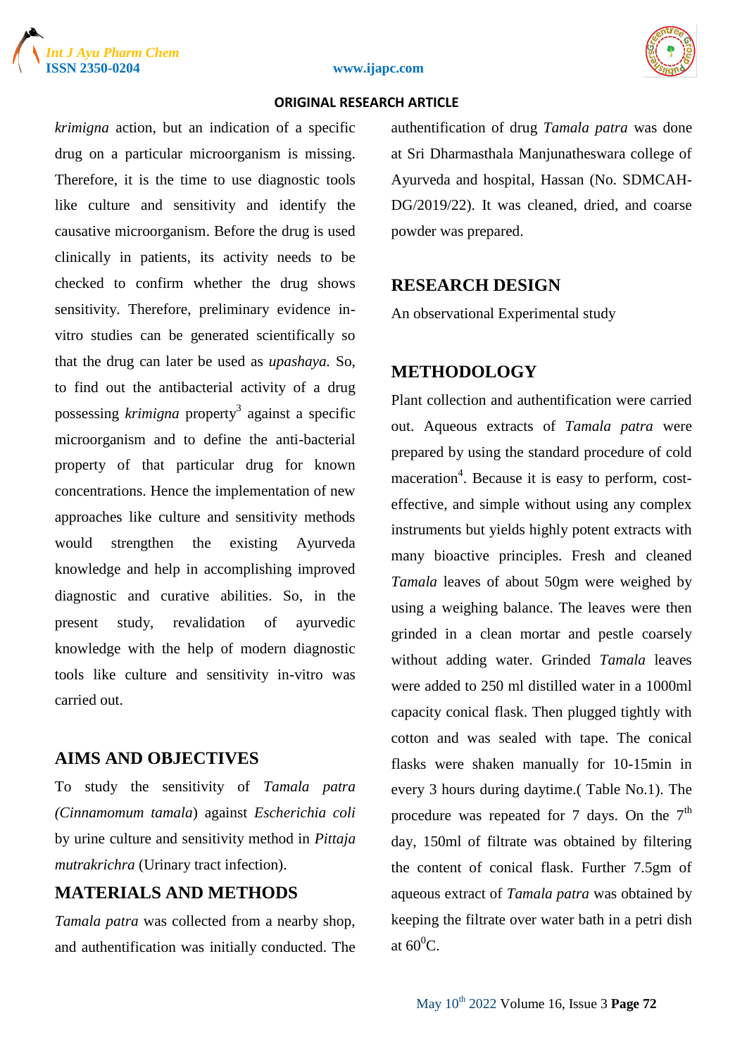*krimigna* action, but an indication of a specific drug on a particular microorganism is missing. Therefore, it is the time to use diagnostic tools like culture and sensitivity and identify the causative microorganism. Before the drug is used clinically in patients, its activity needs to be checked to confirm whether the drug shows sensitivity. Therefore, preliminary evidence in-vitro studies can be generated scientifically so that the drug can later be used as *upashaya.* So, to find out the antibacterial activity of a drug possessing *krimigna* property[3] against a specific microorganism and to define the anti-bacterial property of that particular drug for known concentrations. Hence the implementation of new approaches like culture and sensitivity methods would strengthen the existing Ayurveda knowledge and help in accomplishing improved diagnostic and curative abilities. So, in the present study, revalidation of ayurvedic knowledge with the help of modern diagnostic tools like culture and sensitivity in-vitro was carried out.

## AIMS AND OBJECTIVES

To study the sensitivity of *Tamala patra (Cinnamomum tamala*) against *Escherichia coli* by urine culture and sensitivity method in *Pittaja mutrakrichra* (Urinary tract infection).

## MATERIALS AND METHODS

*Tamala patra* was collected from a nearby shop, and authentication was initially conducted. The authentification of drug *Tamala patra* was done at Sri Dharmasthala Manjunatheswara college of Ayurveda and hospital, Hassan (No. SDMCAH-DG/2019/22). It was cleaned, dried, and coarse powder was prepared.

## RESEARCH DESIGN

An observational Experimental study

## METHODOLOGY

Plant collection and authentification were carried out. Aqueous extracts of *Tamala patra* were prepared by using the standard procedure of cold maceration[4]. Because it is easy to perform, cost-effective, and simple without using any complex instruments but yields highly potent extracts with many bioactive principles. Fresh and cleaned *Tamala* leaves of about 50gm were weighed by using a weighing balance. The leaves were then grinded in a clean mortar and pestle coarsely without adding water. Grinded *Tamala* leaves were added to 250 ml distilled water in a 1000ml capacity conical flask. Then plugged tightly with cotton and was sealed with tape. The conical flasks were shaken manually for 10-15min in every 3 hours during daytime.( Table No.1). The procedure was repeated for 7 days. On the 7$^{th}$ day, 150ml of filtrate was obtained by filtering the content of conical flask. Further 7.5gm of aqueous extract of *Tamala patra* was obtained by keeping the filtrate over water bath in a petri dish at 60$^0$C.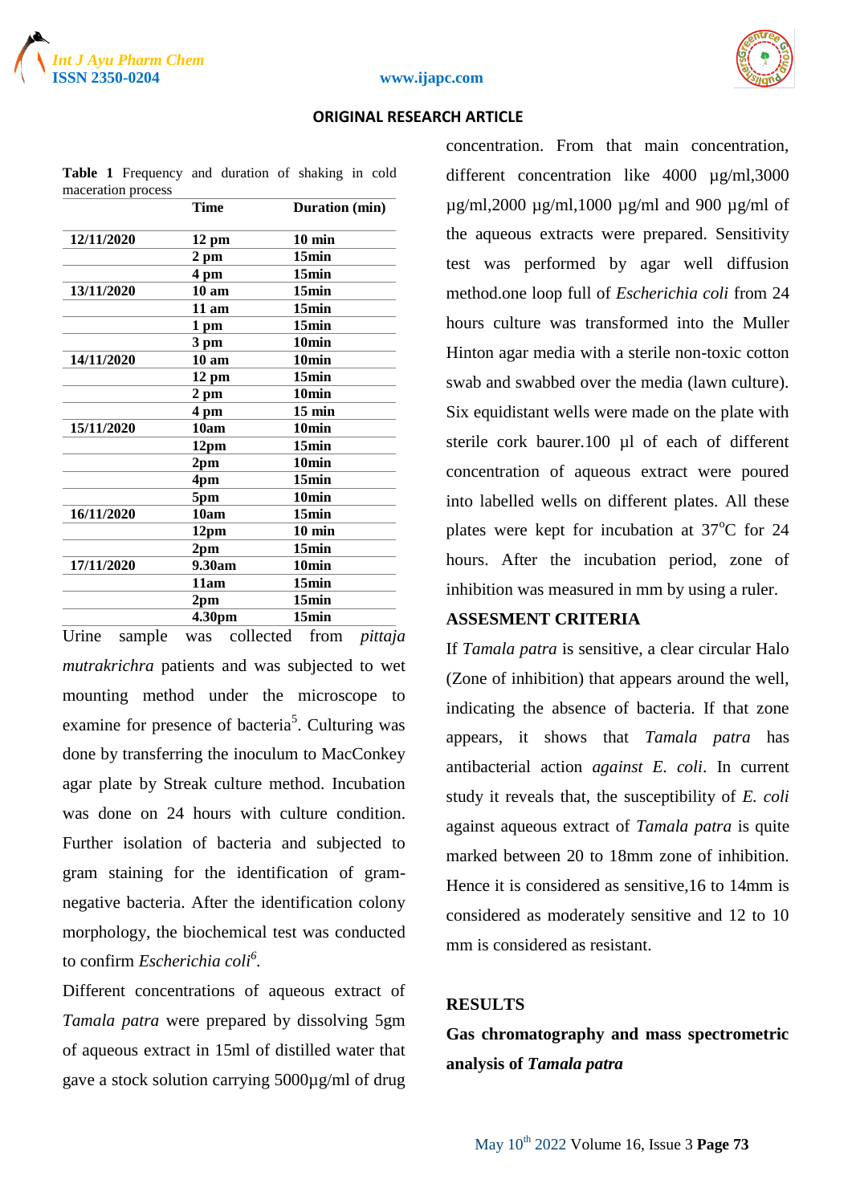**Table 1** Frequency and duration of shaking in cold maceration process

| | Time | Duration (min) |
|---|---|---|
| 12/11/2020 | 12 pm | 10 min |
| | 2 pm | 15min |
| | 4 pm | 15min |
| 13/11/2020 | 10 am | 15min |
| | 11 am | 15min |
| | 1 pm | 15min |
| | 3 pm | 10min |
| 14/11/2020 | 10 am | 10min |
| | 12 pm | 15min |
| | 2 pm | 10min |
| | 4 pm | 15 min |
| 15/11/2020 | 10am | 10min |
| | 12pm | 15min |
| | 2pm | 10min |
| | 4pm | 15min |
| | 5pm | 10min |
| 16/11/2020 | 10am | 15min |
| | 12pm | 10 min |
| | 2pm | 15min |
| 17/11/2020 | 9.30am | 10min |
| | 11am | 15min |
| | 2pm | 15min |
| | 4.30pm | 15min |

Urine sample was collected from *pittaja mutrakrichra* patients and was subjected to wet mounting method under the microscope to examine for presence of bacteria[5]. Culturing was done by transferring the inoculum to MacConkey agar plate by Streak culture method. Incubation was done on 24 hours with culture condition. Further isolation of bacteria and subjected to gram staining for the identification of gram-negative bacteria. After the identification colony morphology, the biochemical test was conducted to confirm *Escherichia coli*[6].

Different concentrations of aqueous extract of *Tamala patra* were prepared by dissolving 5gm of aqueous extract in 15ml of distilled water that gave a stock solution carrying 5000µg/ml of drug concentration. From that main concentration, different concentration like 4000 µg/ml,3000 µg/ml,2000 µg/ml,1000 µg/ml and 900 µg/ml of the aqueous extracts were prepared. Sensitivity test was performed by agar well diffusion method.one loop full of *Escherichia coli* from 24 hours culture was transformed into the Muller Hinton agar media with a sterile non-toxic cotton swab and swabbed over the media (lawn culture). Six equidistant wells were made on the plate with sterile cork baurer.100 µl of each of different concentration of aqueous extract were poured into labelled wells on different plates. All these plates were kept for incubation at 37°C for 24 hours. After the incubation period, zone of inhibition was measured in mm by using a ruler.

## ASSESMENT CRITERIA

If *Tamala patra* is sensitive, a clear circular Halo (Zone of inhibition) that appears around the well, indicating the absence of bacteria. If that zone appears, it shows that *Tamala patra* has antibacterial action *against E. coli*. In current study it reveals that, the susceptibility of *E. coli* against aqueous extract of *Tamala patra* is quite marked between 20 to 18mm zone of inhibition. Hence it is considered as sensitive,16 to 14mm is considered as moderately sensitive and 12 to 10 mm is considered as resistant.

## RESULTS

### Gas chromatography and mass spectrometric analysis of *Tamala patra*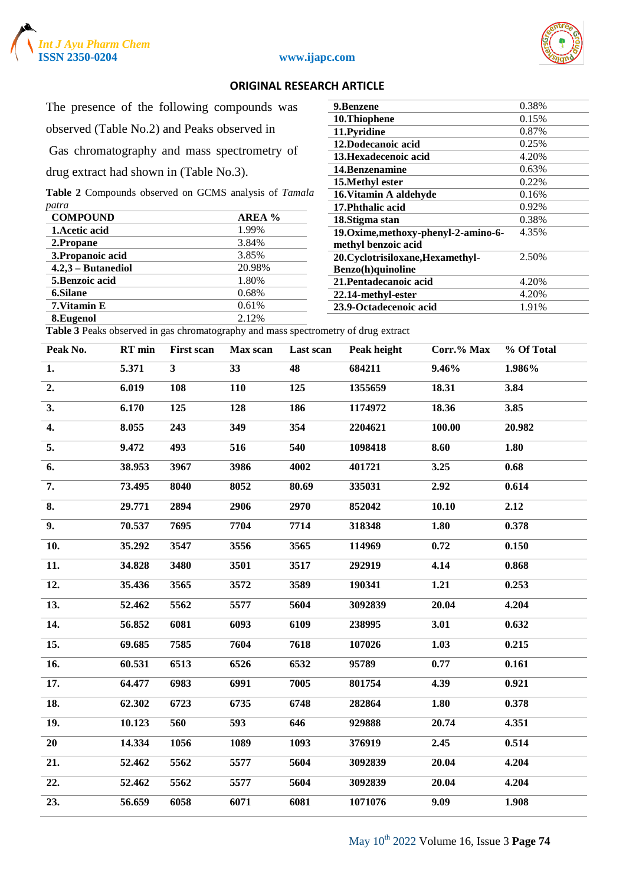ORIGINAL RESEARCH ARTICLE

The presence of the following compounds was observed (Table No.2) and Peaks observed in Gas chromatography and mass spectrometry of drug extract had shown in (Table No.3).

**Table 2** Compounds observed on GCMS analysis of *Tamala patra*

| COMPOUND | AREA % |
|---|---|
| **1.Acetic acid** | 1.99% |
| **2.Propane** | 3.84% |
| **3.Propanoic acid** | 3.85% |
| **4.2,3 – Butanediol** | 20.98% |
| **5.Benzoic acid** | 1.80% |
| **6.Silane** | 0.68% |
| **7.Vitamin E** | 0.61% |
| **8.Eugenol** | 2.12% |
| **9.Benzene** | 0.38% |
| **10.Thiophene** | 0.15% |
| **11.Pyridine** | 0.87% |
| **12.Dodecanoic acid** | 0.25% |
| **13.Hexadecenoic acid** | 4.20% |
| **14.Benzenamine** | 0.63% |
| **15.Methyl ester** | 0.22% |
| **16.Vitamin A aldehyde** | 0.16% |
| **17.Phthalic acid** | 0.92% |
| **18.Stigma stan** | 0.38% |
| **19.Oxime,methoxy-phenyl-2-amino-6-methyl benzoic acid** | 4.35% |
| **20.Cyclotrisiloxane,Hexamethyl-Benzo(h)quinoline** | 2.50% |
| **21.Pentadecanoic acid** | 4.20% |
| **22.14-methyl-ester** | 4.20% |
| **23.9-Octadecenoic acid** | 1.91% |

**Table 3** Peaks observed in gas chromatography and mass spectrometry of drug extract

| Peak No. | RT min | First scan | Max scan | Last scan | Peak height | Corr.% Max | % Of Total |
|---|---|---|---|---|---|---|---|
| 1. | 5.371 | 3 | 33 | 48 | 684211 | 9.46% | 1.986% |
| 2. | 6.019 | 108 | 110 | 125 | 1355659 | 18.31 | 3.84 |
| 3. | 6.170 | 125 | 128 | 186 | 1174972 | 18.36 | 3.85 |
| 4. | 8.055 | 243 | 349 | 354 | 2204621 | 100.00 | 20.982 |
| 5. | 9.472 | 493 | 516 | 540 | 1098418 | 8.60 | 1.80 |
| 6. | 38.953 | 3967 | 3986 | 4002 | 401721 | 3.25 | 0.68 |
| 7. | 73.495 | 8040 | 8052 | 80.69 | 335031 | 2.92 | 0.614 |
| 8. | 29.771 | 2894 | 2906 | 2970 | 852042 | 10.10 | 2.12 |
| 9. | 70.537 | 7695 | 7704 | 7714 | 318348 | 1.80 | 0.378 |
| 10. | 35.292 | 3547 | 3556 | 3565 | 114969 | 0.72 | 0.150 |
| 11. | 34.828 | 3480 | 3501 | 3517 | 292919 | 4.14 | 0.868 |
| 12. | 35.436 | 3565 | 3572 | 3589 | 190341 | 1.21 | 0.253 |
| 13. | 52.462 | 5562 | 5577 | 5604 | 3092839 | 20.04 | 4.204 |
| 14. | 56.852 | 6081 | 6093 | 6109 | 238995 | 3.01 | 0.632 |
| 15. | 69.685 | 7585 | 7604 | 7618 | 107026 | 1.03 | 0.215 |
| 16. | 60.531 | 6513 | 6526 | 6532 | 95789 | 0.77 | 0.161 |
| 17. | 64.477 | 6983 | 6991 | 7005 | 801754 | 4.39 | 0.921 |
| 18. | 62.302 | 6723 | 6735 | 6748 | 282864 | 1.80 | 0.378 |
| 19. | 10.123 | 560 | 593 | 646 | 929888 | 20.74 | 4.351 |
| 20 | 14.334 | 1056 | 1089 | 1093 | 376919 | 2.45 | 0.514 |
| 21. | 52.462 | 5562 | 5577 | 5604 | 3092839 | 20.04 | 4.204 |
| 22. | 52.462 | 5562 | 5577 | 5604 | 3092839 | 20.04 | 4.204 |
| 23. | 56.659 | 6058 | 6071 | 6081 | 1071076 | 9.09 | 1.908 |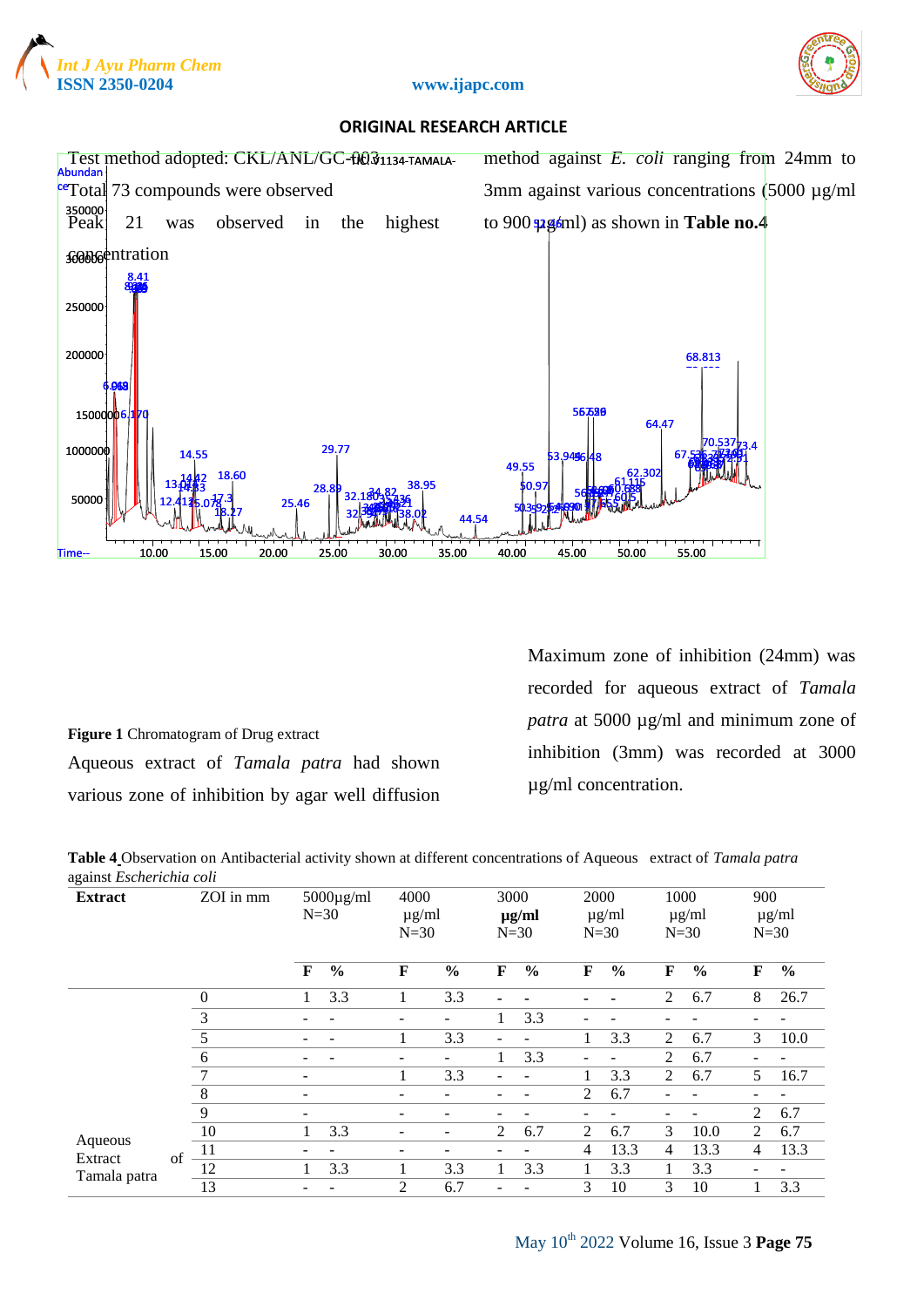Test method adopted: CKL/ANL/GC-003

Total 73 compounds were observed

Peak 21 was observed in the highest concentration

**Figure 1** Chromatogram of Drug extract

Aqueous extract of *Tamala patra* had shown various zone of inhibition by agar well diffusion method against *E. coli* ranging from 24mm to 3mm against various concentrations (5000 µg/ml to 900 µg/ml) as shown in **Table no.4**

Maximum zone of inhibition (24mm) was recorded for aqueous extract of *Tamala patra* at 5000 µg/ml and minimum zone of inhibition (3mm) was recorded at 3000 µg/ml concentration.

**Table 4** Observation on Antibacterial activity shown at different concentrations of Aqueous extract of *Tamala patra* against *Escherichia coli*

| Extract | ZOI in mm | 5000µg/ml N=30 | | 4000 µg/ml N=30 | | 3000 **µg/ml** N=30 | | 2000 µg/ml N=30 | | 1000 µg/ml N=30 | | 900 µg/ml N=30 | |
|---|---|---|---|---|---|---|---|---|---|---|---|---|---|
| | | **F** | **%** | **F** | **%** | **F** | **%** | **F** | **%** | **F** | **%** | **F** | **%** |
| | 0 | 1 | 3.3 | 1 | 3.3 | - | - | - | - | 2 | 6.7 | 8 | 26.7 |
| | 3 | - | - | - | - | 1 | 3.3 | - | - | - | - | - | - |
| | 5 | - | - | 1 | 3.3 | - | - | 1 | 3.3 | 2 | 6.7 | 3 | 10.0 |
| | 6 | - | - | - | - | 1 | 3.3 | - | - | 2 | 6.7 | - | - |
| | 7 | - | | 1 | 3.3 | - | - | 1 | 3.3 | 2 | 6.7 | 5 | 16.7 |
| | 8 | - | | - | - | - | - | 2 | 6.7 | - | - | - | - |
| | 9 | - | | - | - | - | - | - | - | - | - | 2 | 6.7 |
| | 10 | 1 | 3.3 | - | - | 2 | 6.7 | 2 | 6.7 | 3 | 10.0 | 2 | 6.7 |
| Aqueous Extract of Tamala patra | 11 | - | - | - | - | - | - | 4 | 13.3 | 4 | 13.3 | 4 | 13.3 |
| | 12 | 1 | 3.3 | 1 | 3.3 | 1 | 3.3 | 1 | 3.3 | 1 | 3.3 | - | - |
| | 13 | - | - | 2 | 6.7 | - | - | 3 | 10 | 3 | 10 | 1 | 3.3 |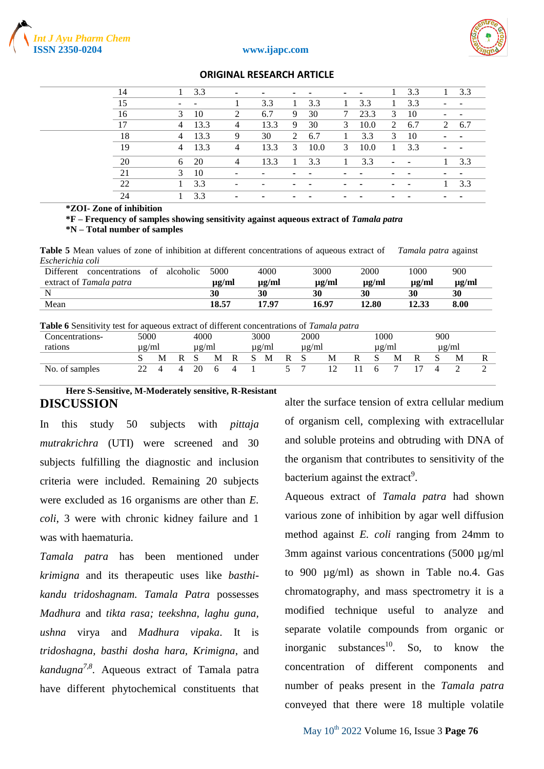| 14 | 1 | 3.3 | - | - | - | - | - | - | 1 | 3.3 | 1 | 3.3 |
|---|---|---|---|---|---|---|---|---|---|---|---|---|
| 15 | - | - | 1 | 3.3 | 1 | 3.3 | 1 | 3.3 | 1 | 3.3 | - | - |
| 16 | 3 | 10 | 2 | 6.7 | 9 | 30 | 7 | 23.3 | 3 | 10 | - | - |
| 17 | 4 | 13.3 | 4 | 13.3 | 9 | 30 | 3 | 10.0 | 2 | 6.7 | 2 | 6.7 |
| 18 | 4 | 13.3 | 9 | 30 | 2 | 6.7 | 1 | 3.3 | 3 | 10 | - | - |
| 19 | 4 | 13.3 | 4 | 13.3 | 3 | 10.0 | 3 | 10.0 | 1 | 3.3 | - | - |
| 20 | 6 | 20 | 4 | 13.3 | 1 | 3.3 | 1 | 3.3 | - | - | 1 | 3.3 |
| 21 | 3 | 10 | - | - | - | - | - | - | - | - | - | - |
| 22 | 1 | 3.3 | - | - | - | - | - | - | - | - | 1 | 3.3 |
| 24 | 1 | 3.3 | - | - | - | - | - | - | - | - | - | - |

**\*ZOI- Zone of inhibition**

**\*F – Frequency of samples showing sensitivity against aqueous extract of *Tamala patra***

**\*N – Total number of samples**

**Table 5** Mean values of zone of inhibition at different concentrations of aqueous extract of *Tamala patra* against *Escherichia coli*

| Different concentrations of alcoholic extract of *Tamala patra* | 5000 µg/ml | 4000 µg/ml | 3000 µg/ml | 2000 µg/ml | 1000 µg/ml | 900 µg/ml |
|---|---|---|---|---|---|---|
| N | **30** | **30** | **30** | **30** | **30** | **30** |
| Mean | **18.57** | **17.97** | **16.97** | **12.80** | **12.33** | **8.00** |

**Table 6** Sensitivity test for aqueous extract of different concentrations of *Tamala patra*

| Concentrations-rations | 5000 µg/ml | | | 4000 µg/ml | | | 3000 µg/ml | | | 2000 µg/ml | | | 1000 µg/ml | | | 900 µg/ml | | |
|---|---|---|---|---|---|---|---|---|---|---|---|---|---|---|---|---|---|---|
| | S | M | R | S | M | R | S | M | R | S | M | R | S | M | R | S | M | R |
| No. of samples | 22 | 4 | 4 | 20 | 6 | 4 | 1 | | 5 | 7 | 12 | 11 | 6 | 7 | 17 | 4 | 2 | 2 |

**Here S-Sensitive, M-Moderately sensitive, R-Resistant**

## DISCUSSION

In this study 50 subjects with *pittaja mutrakrichra* (UTI) were screened and 30 subjects fulfilling the diagnostic and inclusion criteria were included. Remaining 20 subjects were excluded as 16 organisms are other than *E. coli*, 3 were with chronic kidney failure and 1 was with haematuria.

*Tamala patra* has been mentioned under *krimigna* and its therapeutic uses like *basthi-kandu tridoshagnam. Tamala Patra* possesses *Madhura* and *tikta rasa; teekshna, laghu guna, ushna* virya and *Madhura vipaka*. It is *tridoshagna, basthi dosha hara, Krimigna*, and *kandugna*[7,8]. Aqueous extract of Tamala patra have different phytochemical constituents that alter the surface tension of extra cellular medium of organism cell, complexing with extracellular and soluble proteins and obtruding with DNA of the organism that contributes to sensitivity of the bacterium against the extract[9].

Aqueous extract of *Tamala patra* had shown various zone of inhibition by agar well diffusion method against *E. coli* ranging from 24mm to 3mm against various concentrations (5000 µg/ml to 900 µg/ml) as shown in Table no.4. Gas chromatography, and mass spectrometry it is a modified technique useful to analyze and separate volatile compounds from organic or inorganic substances[10]. So, to know the concentration of different components and number of peaks present in the *Tamala patra* conveyed that there were 18 multiple volatile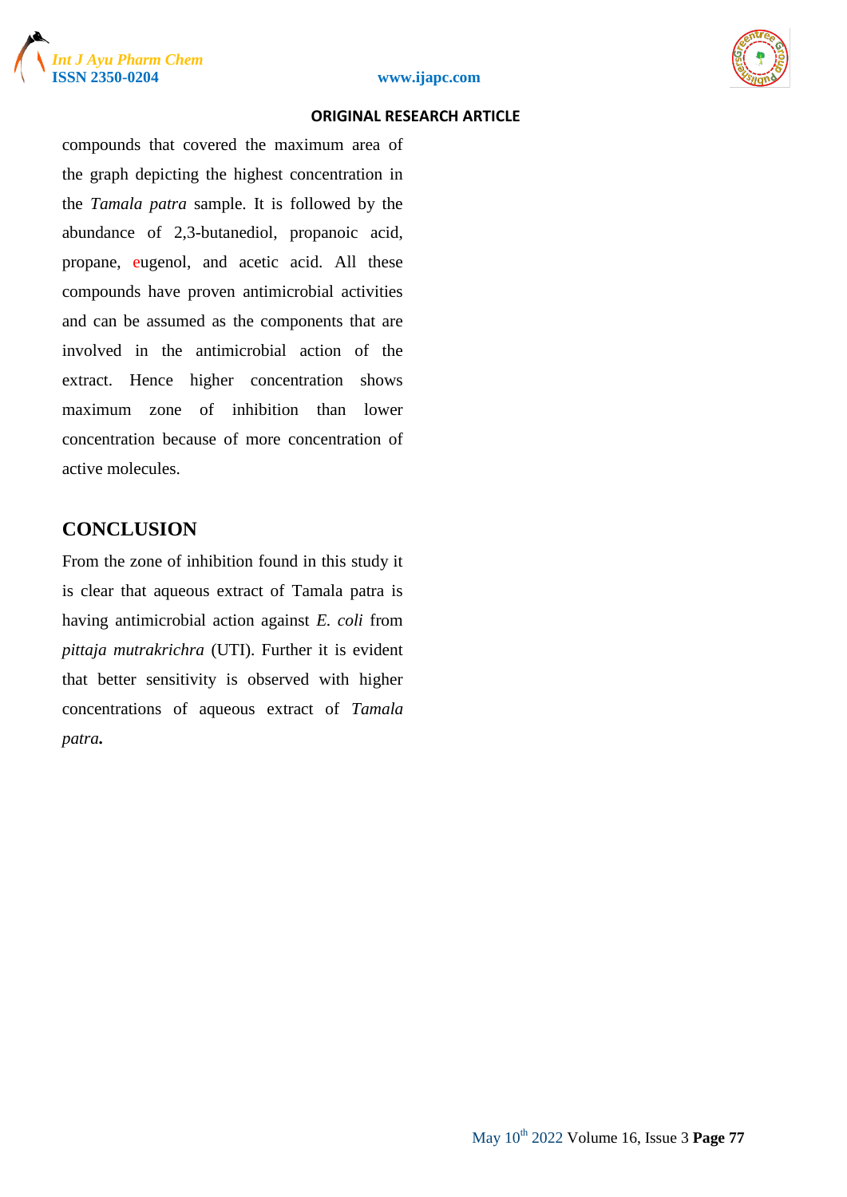compounds that covered the maximum area of the graph depicting the highest concentration in the *Tamala patra* sample. It is followed by the abundance of 2,3-butanediol, propanoic acid, propane, eugenol, and acetic acid. All these compounds have proven antimicrobial activities and can be assumed as the components that are involved in the antimicrobial action of the extract. Hence higher concentration shows maximum zone of inhibition than lower concentration because of more concentration of active molecules.

## CONCLUSION

From the zone of inhibition found in this study it is clear that aqueous extract of Tamala patra is having antimicrobial action against *E. coli* from *pittaja mutrakrichra* (UTI). Further it is evident that better sensitivity is observed with higher concentrations of aqueous extract of *Tamala patra***.**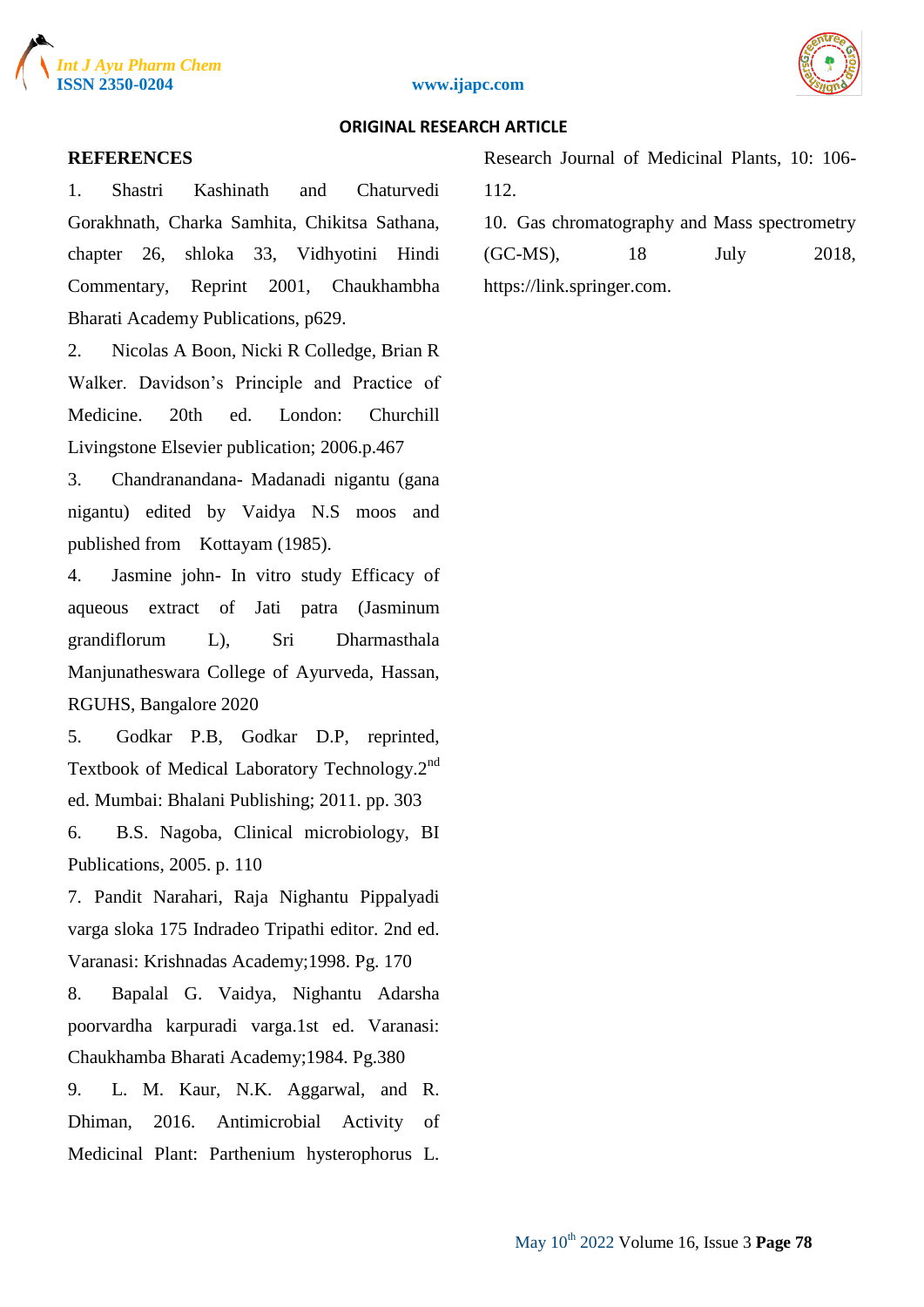## REFERENCES

1. Shastri Kashinath and Chaturvedi Gorakhnath, Charka Samhita, Chikitsa Sathana, chapter 26, shloka 33, Vidhyotini Hindi Commentary, Reprint 2001, Chaukhambha Bharati Academy Publications, p629.
2. Nicolas A Boon, Nicki R Colledge, Brian R Walker. Davidson's Principle and Practice of Medicine. 20th ed. London: Churchill Livingstone Elsevier publication; 2006.p.467
3. Chandranandana- Madanadi nigantu (gana nigantu) edited by Vaidya N.S moos and published from Kottayam (1985).
4. Jasmine john- In vitro study Efficacy of aqueous extract of Jati patra (Jasminum grandiflorum L), Sri Dharmasthala Manjunatheswara College of Ayurveda, Hassan, RGUHS, Bangalore 2020
5. Godkar P.B, Godkar D.P, reprinted, Textbook of Medical Laboratory Technology.2nd ed. Mumbai: Bhalani Publishing; 2011. pp. 303
6. B.S. Nagoba, Clinical microbiology, BI Publications, 2005. p. 110
7. Pandit Narahari, Raja Nighantu Pippalyadi varga sloka 175 Indradeo Tripathi editor. 2nd ed. Varanasi: Krishnadas Academy;1998. Pg. 170
8. Bapalal G. Vaidya, Nighantu Adarsha poorvardha karpuradi varga.1st ed. Varanasi: Chaukhamba Bharati Academy;1984. Pg.380
9. L. M. Kaur, N.K. Aggarwal, and R. Dhiman, 2016. Antimicrobial Activity of Medicinal Plant: Parthenium hysterophorus L. Research Journal of Medicinal Plants, 10: 106-112.
10. Gas chromatography and Mass spectrometry (GC-MS), 18 July 2018, https://link.springer.com.